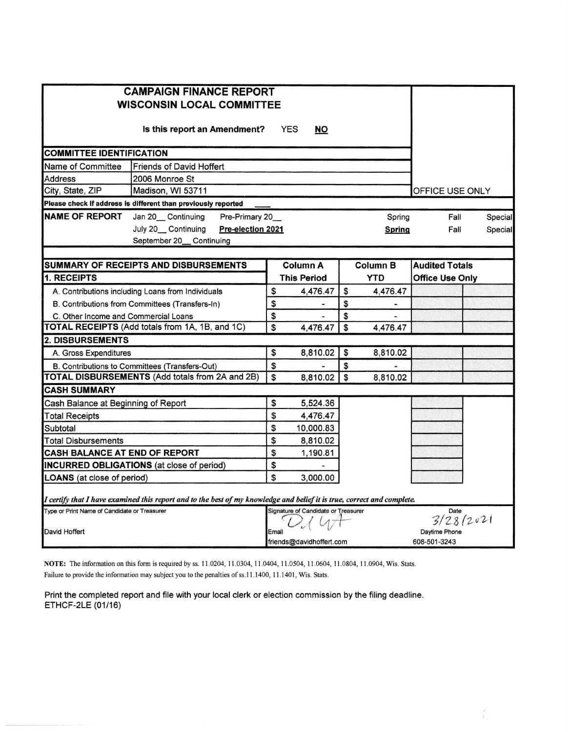# CAMPAIGN FINANCE REPORT
## WISCONSIN LOCAL COMMITTEE

Is this report an Amendment? YES **NO**

OFFICE USE ONLY

### COMMITTEE IDENTIFICATION

| | |
|---|---|
| Name of Committee | Friends of David Hoffert |
| Address | 2006 Monroe St |
| City, State, ZIP | Madison, WI 53711 |

Please check if address is different than previously reported ____

**NAME OF REPORT**

| | | | | |
|---|---|---|---|---|
| Jan 20__ Continuing | Pre-Primary 20__ | Spring | Fall | Special |
| July 20__ Continuing | **Pre-election 2021** | **Spring** | Fall | Special |
| September 20__ Continuing | | | | |

| SUMMARY OF RECEIPTS AND DISBURSEMENTS | Column A This Period | Column B YTD | Audited Totals Office Use Only |
|---|---|---|---|
| **1. RECEIPTS** | | | |
| A. Contributions including Loans from Individuals | $ 4,476.47 | $ 4,476.47 | |
| B. Contributions from Committees (Transfers-In) | $ - | $ - | |
| C. Other Income and Commercial Loans | $ - | $ - | |
| **TOTAL RECEIPTS** (Add totals from 1A, 1B, and 1C) | $ 4,476.47 | $ 4,476.47 | |
| **2. DISBURSEMENTS** | | | |
| A. Gross Expenditures | $ 8,810.02 | $ 8,810.02 | |
| B. Contributions to Committees (Transfers-Out) | $ - | $ - | |
| **TOTAL DISBURSEMENTS** (Add totals from 2A and 2B) | $ 8,810.02 | $ 8,810.02 | |
| **CASH SUMMARY** | | | |
| Cash Balance at Beginning of Report | $ 5,524.36 | | |
| Total Receipts | $ 4,476.47 | | |
| Subtotal | $ 10,000.83 | | |
| Total Disbursements | $ 8,810.02 | | |
| **CASH BALANCE AT END OF REPORT** | $ 1,190.81 | | |
| **INCURRED OBLIGATIONS** (at close of period) | $ - | | |
| **LOANS** (at close of period) | $ 3,000.00 | | |

*I certify that I have examined this report and to the best of my knowledge and belief it is true, correct and complete.*

| Type or Print Name of Candidate or Treasurer | Signature of Candidate or Treasurer | Date |
|---|---|---|
| David Hoffert | DH | 3/28/2021 |
| | Email: friends@davidhoffert.com | Daytime Phone: 608-501-3243 |

**NOTE:** The information on this form is required by ss. 11.0204, 11.0304, 11.0404, 11.0504, 11.0604, 11.0804, 11.0904, Wis. Stats. Failure to provide the information may subject you to the penalties of ss.11.1400, 11.1401, Wis. Stats.

Print the completed report and file with your local clerk or election commission by the filing deadline.
ETHCF-2LE (01/16)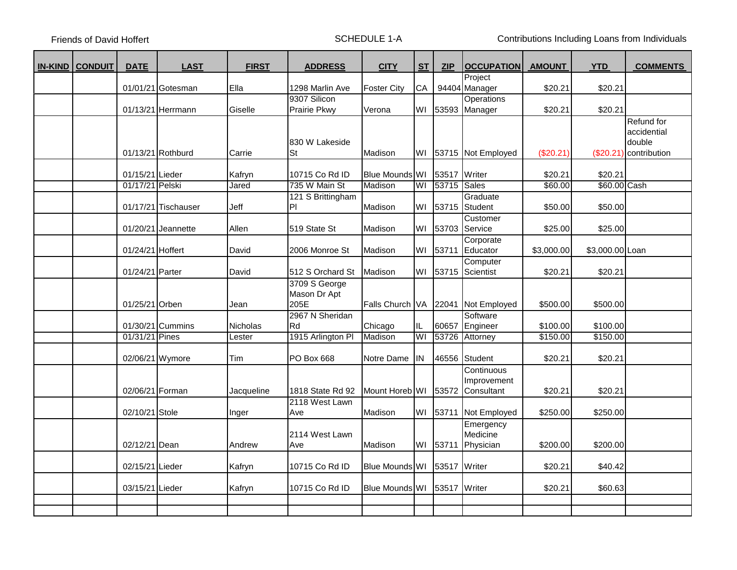Friends of David Hoffert — SCHEDULE 1-A — Contributions Including Loans from Individuals

| IN-KIND | CONDUIT | DATE | LAST | FIRST | ADDRESS | CITY | ST | ZIP | OCCUPATION | AMOUNT | YTD | COMMENTS |
|---|---|---|---|---|---|---|---|---|---|---|---|---|
| | | 01/01/21 | Gotesman | Ella | 1298 Marlin Ave | Foster City | CA | 94404 | Project Manager | $20.21 | $20.21 | |
| | | 01/13/21 | Herrmann | Giselle | 9307 Silicon Prairie Pkwy | Verona | WI | 53593 | Operations Manager | $20.21 | $20.21 | |
| | | 01/13/21 | Rothburd | Carrie | 830 W Lakeside St | Madison | WI | 53715 | Not Employed | ($20.21) | ($20.21) | Refund for accidential double contribution |
| | | 01/15/21 | Lieder | Kafryn | 10715 Co Rd ID | Blue Mounds | WI | 53517 | Writer | $20.21 | $20.21 | |
| | | 01/17/21 | Pelski | Jared | 735 W Main St | Madison | WI | 53715 | Sales | $60.00 | $60.00 | Cash |
| | | 01/17/21 | Tischauser | Jeff | 121 S Brittingham Pl | Madison | WI | 53715 | Graduate Student | $50.00 | $50.00 | |
| | | 01/20/21 | Jeannette | Allen | 519 State St | Madison | WI | 53703 | Customer Service | $25.00 | $25.00 | |
| | | 01/24/21 | Hoffert | David | 2006 Monroe St | Madison | WI | 53711 | Corporate Educator | $3,000.00 | $3,000.00 | Loan |
| | | 01/24/21 | Parter | David | 512 S Orchard St | Madison | WI | 53715 | Computer Scientist | $20.21 | $20.21 | |
| | | 01/25/21 | Orben | Jean | 3709 S George Mason Dr Apt 205E | Falls Church | VA | 22041 | Not Employed | $500.00 | $500.00 | |
| | | 01/30/21 | Cummins | Nicholas | 2967 N Sheridan Rd | Chicago | IL | 60657 | Software Engineer | $100.00 | $100.00 | |
| | | 01/31/21 | Pines | Lester | 1915 Arlington Pl | Madison | WI | 53726 | Attorney | $150.00 | $150.00 | |
| | | 02/06/21 | Wymore | Tim | PO Box 668 | Notre Dame | IN | 46556 | Student | $20.21 | $20.21 | |
| | | 02/06/21 | Forman | Jacqueline | 1818 State Rd 92 | Mount Horeb | WI | 53572 | Continuous Improvement Consultant | $20.21 | $20.21 | |
| | | 02/10/21 | Stole | Inger | 2118 West Lawn Ave | Madison | WI | 53711 | Not Employed | $250.00 | $250.00 | |
| | | 02/12/21 | Dean | Andrew | 2114 West Lawn Ave | Madison | WI | 53711 | Emergency Medicine Physician | $200.00 | $200.00 | |
| | | 02/15/21 | Lieder | Kafryn | 10715 Co Rd ID | Blue Mounds | WI | 53517 | Writer | $20.21 | $40.42 | |
| | | 03/15/21 | Lieder | Kafryn | 10715 Co Rd ID | Blue Mounds | WI | 53517 | Writer | $20.21 | $60.63 | |
| | | | | | | | | | | | | |
| | | | | | | | | | | | | |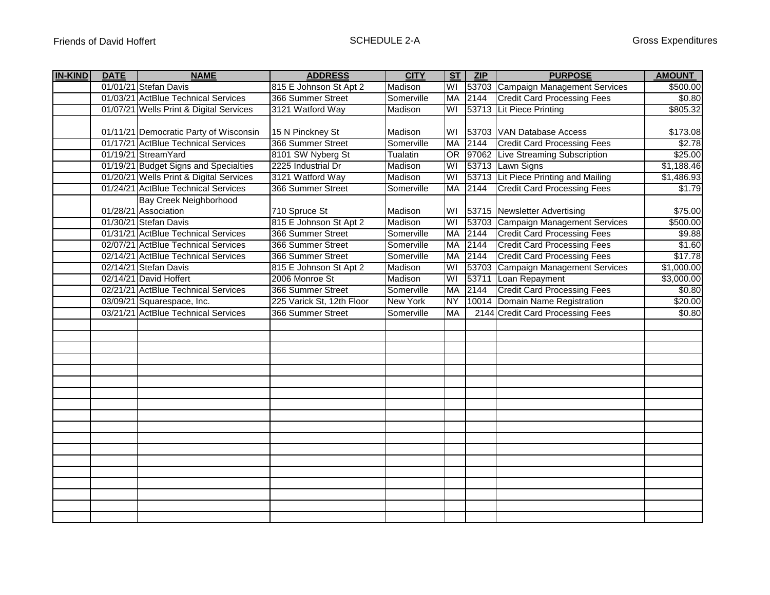Friends of David Hoffert | SCHEDULE 2-A | Gross Expenditures

| IN-KIND | DATE | NAME | ADDRESS | CITY | ST | ZIP | PURPOSE | AMOUNT |
|---|---|---|---|---|---|---|---|---|
| | 01/01/21 | Stefan Davis | 815 E Johnson St Apt 2 | Madison | WI | 53703 | Campaign Management Services | $500.00 |
| | 01/03/21 | ActBlue Technical Services | 366 Summer Street | Somerville | MA | 2144 | Credit Card Processing Fees | $0.80 |
| | 01/07/21 | Wells Print & Digital Services | 3121 Watford Way | Madison | WI | 53713 | Lit Piece Printing | $805.32 |
| | 01/11/21 | Democratic Party of Wisconsin | 15 N Pinckney St | Madison | WI | 53703 | VAN Database Access | $173.08 |
| | 01/17/21 | ActBlue Technical Services | 366 Summer Street | Somerville | MA | 2144 | Credit Card Processing Fees | $2.78 |
| | 01/19/21 | StreamYard | 8101 SW Nyberg St | Tualatin | OR | 97062 | Live Streaming Subscription | $25.00 |
| | 01/19/21 | Budget Signs and Specialties | 2225 Industrial Dr | Madison | WI | 53713 | Lawn Signs | $1,188.46 |
| | 01/20/21 | Wells Print & Digital Services | 3121 Watford Way | Madison | WI | 53713 | Lit Piece Printing and Mailing | $1,486.93 |
| | 01/24/21 | ActBlue Technical Services | 366 Summer Street | Somerville | MA | 2144 | Credit Card Processing Fees | $1.79 |
| | 01/28/21 | Bay Creek Neighborhood Association | 710 Spruce St | Madison | WI | 53715 | Newsletter Advertising | $75.00 |
| | 01/30/21 | Stefan Davis | 815 E Johnson St Apt 2 | Madison | WI | 53703 | Campaign Management Services | $500.00 |
| | 01/31/21 | ActBlue Technical Services | 366 Summer Street | Somerville | MA | 2144 | Credit Card Processing Fees | $9.88 |
| | 02/07/21 | ActBlue Technical Services | 366 Summer Street | Somerville | MA | 2144 | Credit Card Processing Fees | $1.60 |
| | 02/14/21 | ActBlue Technical Services | 366 Summer Street | Somerville | MA | 2144 | Credit Card Processing Fees | $17.78 |
| | 02/14/21 | Stefan Davis | 815 E Johnson St Apt 2 | Madison | WI | 53703 | Campaign Management Services | $1,000.00 |
| | 02/14/21 | David Hoffert | 2006 Monroe St | Madison | WI | 53711 | Loan Repayment | $3,000.00 |
| | 02/21/21 | ActBlue Technical Services | 366 Summer Street | Somerville | MA | 2144 | Credit Card Processing Fees | $0.80 |
| | 03/09/21 | Squarespace, Inc. | 225 Varick St, 12th Floor | New York | NY | 10014 | Domain Name Registration | $20.00 |
| | 03/21/21 | ActBlue Technical Services | 366 Summer Street | Somerville | MA | 2144 | Credit Card Processing Fees | $0.80 |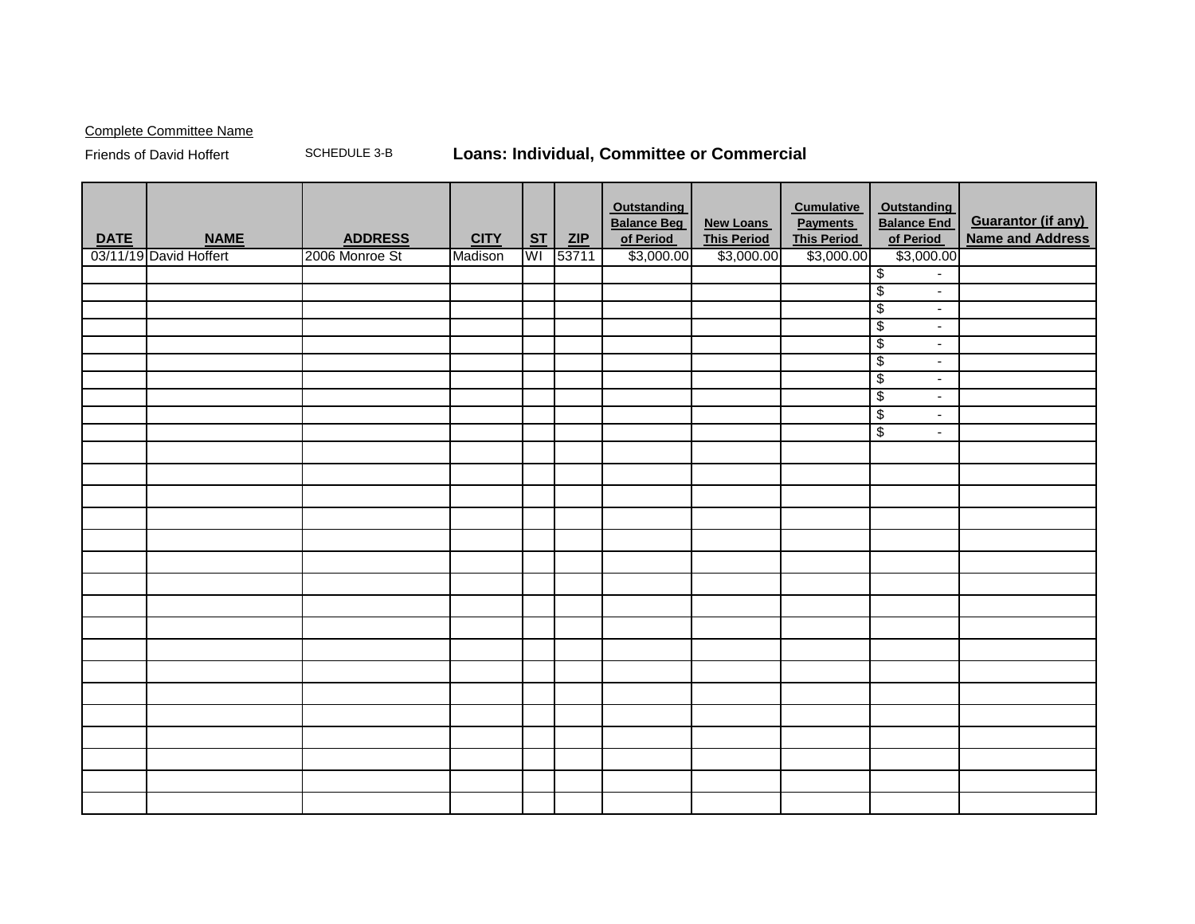Complete Committee Name

Friends of David Hoffert

SCHEDULE 3-B

## Loans: Individual, Committee or Commercial

| DATE | NAME | ADDRESS | CITY | ST | ZIP | Outstanding Balance Beg of Period | New Loans This Period | Cumulative Payments This Period | Outstanding Balance End of Period | Guarantor (if any) Name and Address |
|---|---|---|---|---|---|---|---|---|---|---|
| 03/11/19 | David Hoffert | 2006 Monroe St | Madison | WI | 53711 | $3,000.00 | $3,000.00 | $3,000.00 | $3,000.00 | |
| | | | | | | | | | $ - | |
| | | | | | | | | | $ - | |
| | | | | | | | | | $ - | |
| | | | | | | | | | $ - | |
| | | | | | | | | | $ - | |
| | | | | | | | | | $ - | |
| | | | | | | | | | $ - | |
| | | | | | | | | | $ - | |
| | | | | | | | | | $ - | |
| | | | | | | | | | $ - | |
| | | | | | | | | | | |
| | | | | | | | | | | |
| | | | | | | | | | | |
| | | | | | | | | | | |
| | | | | | | | | | | |
| | | | | | | | | | | |
| | | | | | | | | | | |
| | | | | | | | | | | |
| | | | | | | | | | | |
| | | | | | | | | | | |
| | | | | | | | | | | |
| | | | | | | | | | | |
| | | | | | | | | | | |
| | | | | | | | | | | |
| | | | | | | | | | | |
| | | | | | | | | | | |